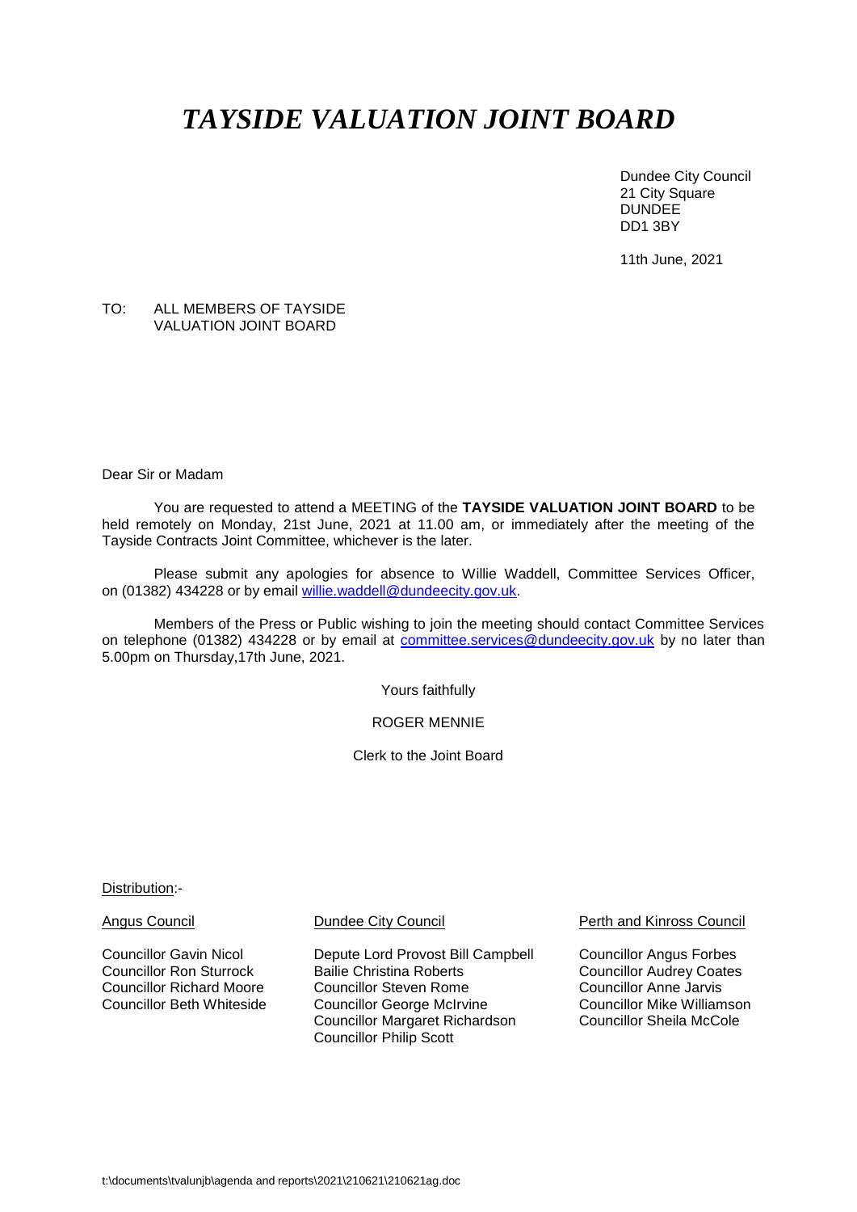# *TAYSIDE VALUATION JOINT BOARD*

Dundee City Council
21 City Square
DUNDEE
DD1 3BY

11th June, 2021

TO: ALL MEMBERS OF TAYSIDE VALUATION JOINT BOARD

Dear Sir or Madam

You are requested to attend a MEETING of the **TAYSIDE VALUATION JOINT BOARD** to be held remotely on Monday, 21st June, 2021 at 11.00 am, or immediately after the meeting of the Tayside Contracts Joint Committee, whichever is the later.

Please submit any apologies for absence to Willie Waddell, Committee Services Officer, on (01382) 434228 or by email willie.waddell@dundeecity.gov.uk.

Members of the Press or Public wishing to join the meeting should contact Committee Services on telephone (01382) 434228 or by email at committee.services@dundeecity.gov.uk by no later than 5.00pm on Thursday,17th June, 2021.

Yours faithfully

ROGER MENNIE

Clerk to the Joint Board

Distribution:-

| Angus Council | Dundee City Council | Perth and Kinross Council |
|---|---|---|
| Councillor Gavin Nicol | Depute Lord Provost Bill Campbell | Councillor Angus Forbes |
| Councillor Ron Sturrock | Bailie Christina Roberts | Councillor Audrey Coates |
| Councillor Richard Moore | Councillor Steven Rome | Councillor Anne Jarvis |
| Councillor Beth Whiteside | Councillor George McIrvine | Councillor Mike Williamson |
| | Councillor Margaret Richardson | Councillor Sheila McCole |
| | Councillor Philip Scott | |

t:\documents\tvalunjb\agenda and reports\2021\210621\210621ag.doc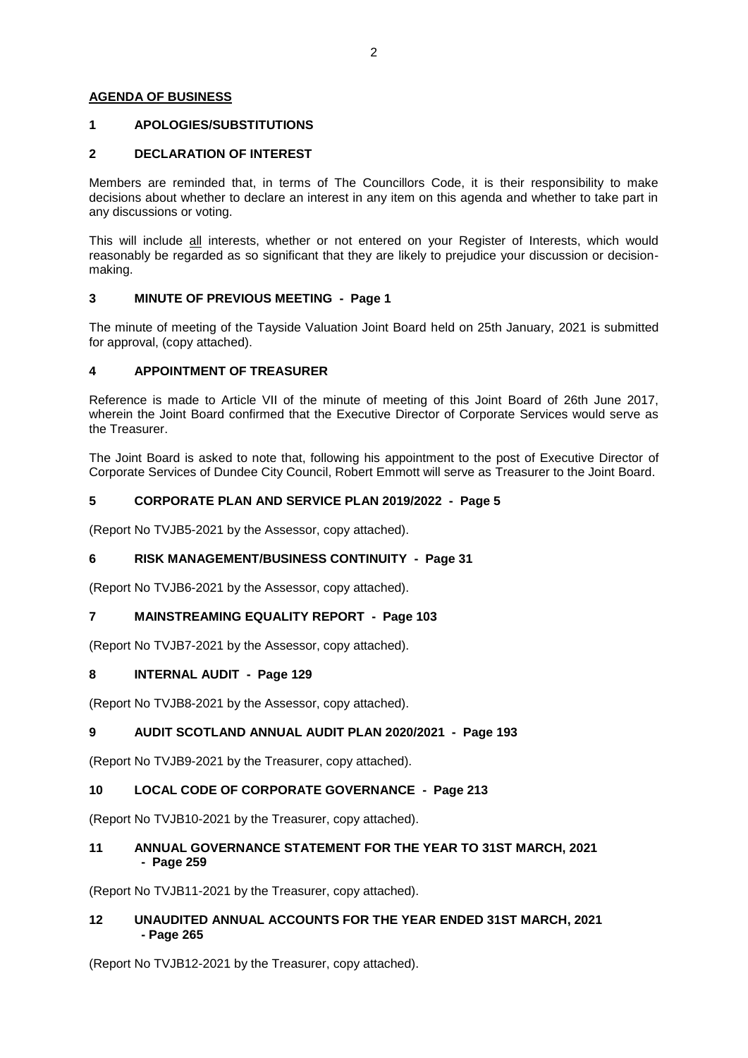## AGENDA OF BUSINESS

### 1 APOLOGIES/SUBSTITUTIONS

### 2 DECLARATION OF INTEREST

Members are reminded that, in terms of The Councillors Code, it is their responsibility to make decisions about whether to declare an interest in any item on this agenda and whether to take part in any discussions or voting.

This will include all interests, whether or not entered on your Register of Interests, which would reasonably be regarded as so significant that they are likely to prejudice your discussion or decision-making.

### 3 MINUTE OF PREVIOUS MEETING - Page 1

The minute of meeting of the Tayside Valuation Joint Board held on 25th January, 2021 is submitted for approval, (copy attached).

### 4 APPOINTMENT OF TREASURER

Reference is made to Article VII of the minute of meeting of this Joint Board of 26th June 2017, wherein the Joint Board confirmed that the Executive Director of Corporate Services would serve as the Treasurer.

The Joint Board is asked to note that, following his appointment to the post of Executive Director of Corporate Services of Dundee City Council, Robert Emmott will serve as Treasurer to the Joint Board.

### 5 CORPORATE PLAN AND SERVICE PLAN 2019/2022 - Page 5

(Report No TVJB5-2021 by the Assessor, copy attached).

### 6 RISK MANAGEMENT/BUSINESS CONTINUITY - Page 31

(Report No TVJB6-2021 by the Assessor, copy attached).

### 7 MAINSTREAMING EQUALITY REPORT - Page 103

(Report No TVJB7-2021 by the Assessor, copy attached).

### 8 INTERNAL AUDIT - Page 129

(Report No TVJB8-2021 by the Assessor, copy attached).

### 9 AUDIT SCOTLAND ANNUAL AUDIT PLAN 2020/2021 - Page 193

(Report No TVJB9-2021 by the Treasurer, copy attached).

### 10 LOCAL CODE OF CORPORATE GOVERNANCE - Page 213

(Report No TVJB10-2021 by the Treasurer, copy attached).

### 11 ANNUAL GOVERNANCE STATEMENT FOR THE YEAR TO 31ST MARCH, 2021 - Page 259

(Report No TVJB11-2021 by the Treasurer, copy attached).

### 12 UNAUDITED ANNUAL ACCOUNTS FOR THE YEAR ENDED 31ST MARCH, 2021 - Page 265

(Report No TVJB12-2021 by the Treasurer, copy attached).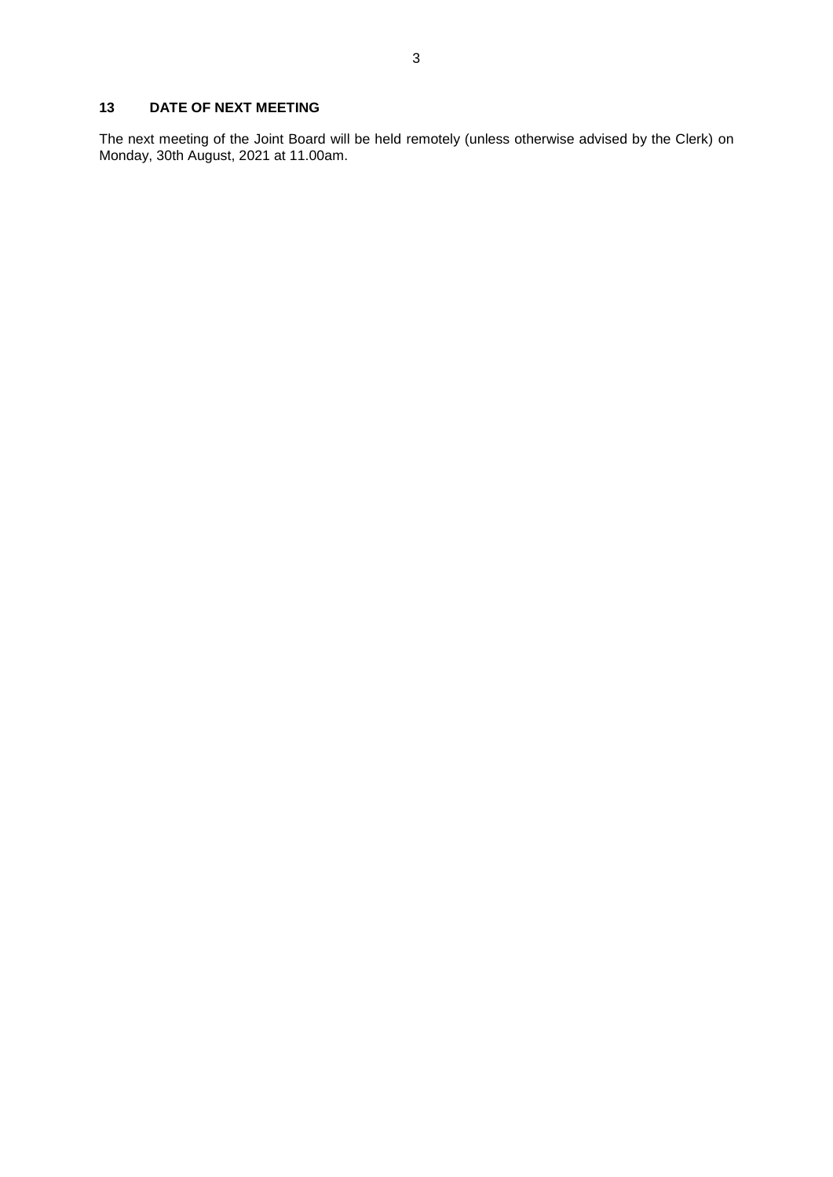## 13 DATE OF NEXT MEETING

The next meeting of the Joint Board will be held remotely (unless otherwise advised by the Clerk) on Monday, 30th August, 2021 at 11.00am.